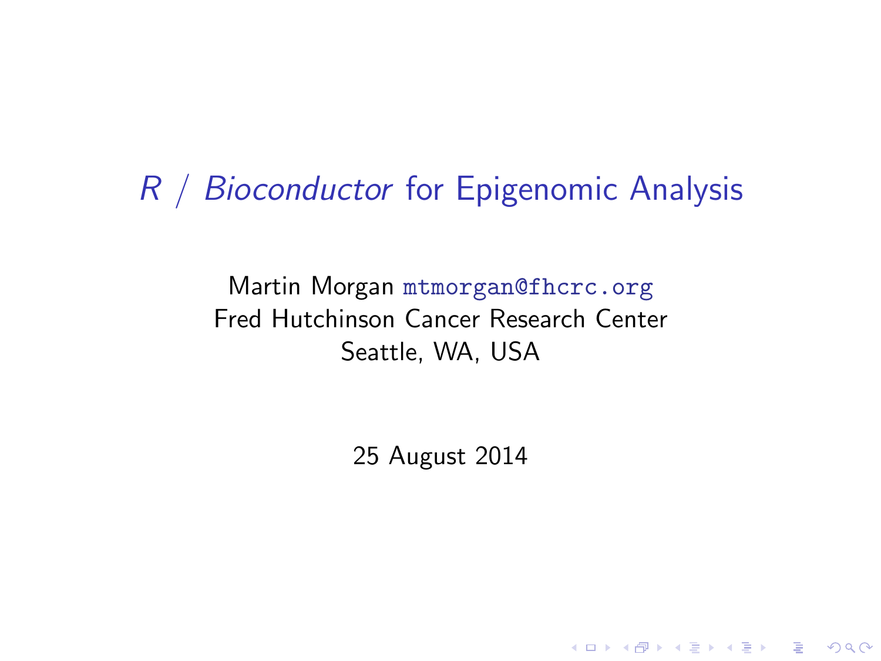# *R* / *Bioconductor* for Epigenomic Analysis

Martin Morgan `mtmorgan@fhcrc.org`
Fred Hutchinson Cancer Research Center
Seattle, WA, USA

25 August 2014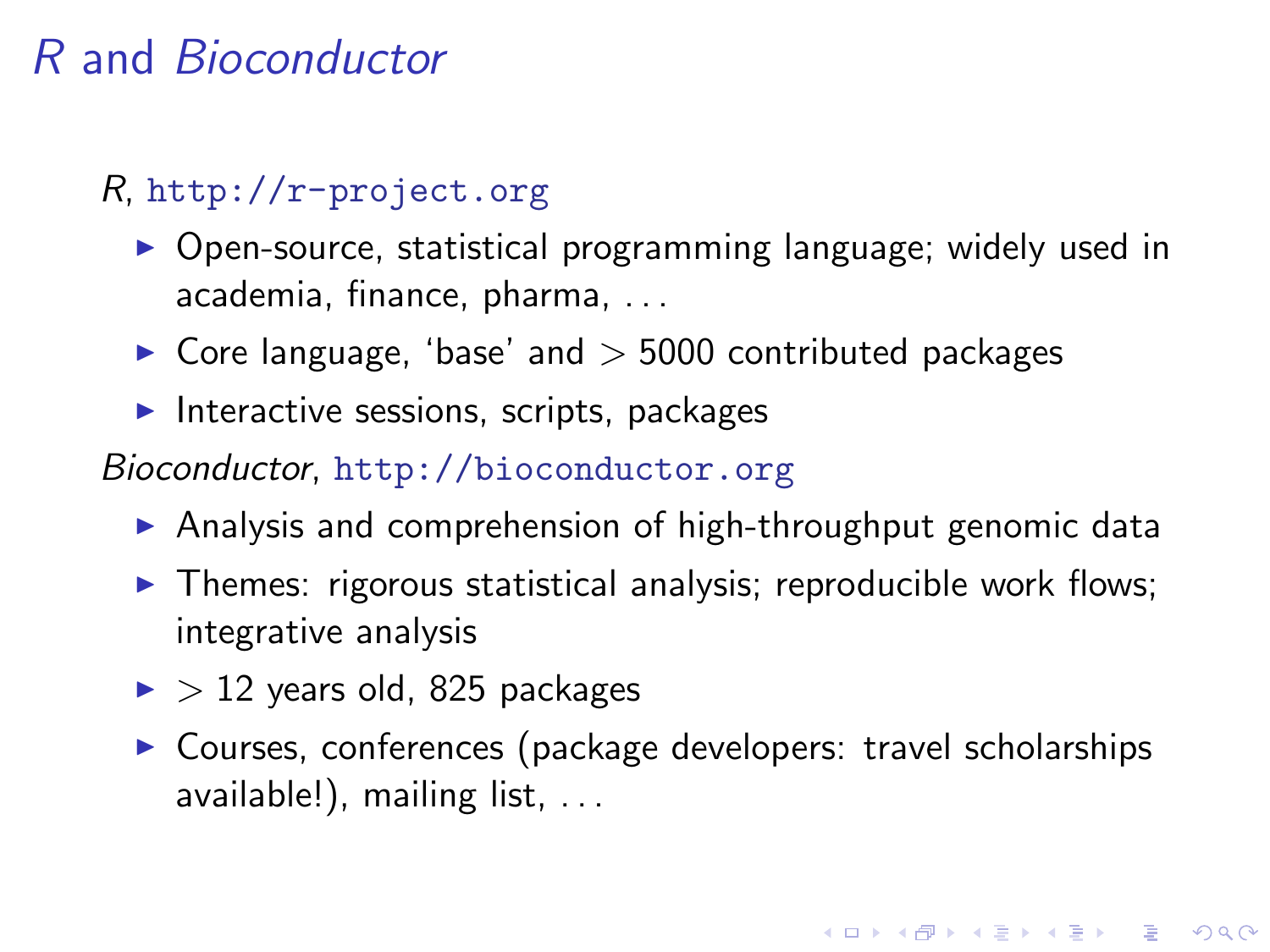# *R* and *Bioconductor*

*R*, http://r-project.org

- Open-source, statistical programming language; widely used in academia, finance, pharma, ...
- Core language, 'base' and $>$ 5000 contributed packages
- Interactive sessions, scripts, packages

*Bioconductor*, http://bioconductor.org

- Analysis and comprehension of high-throughput genomic data
- Themes: rigorous statistical analysis; reproducible work flows; integrative analysis
- $>$ 12 years old, 825 packages
- Courses, conferences (package developers: travel scholarships available!), mailing list, ...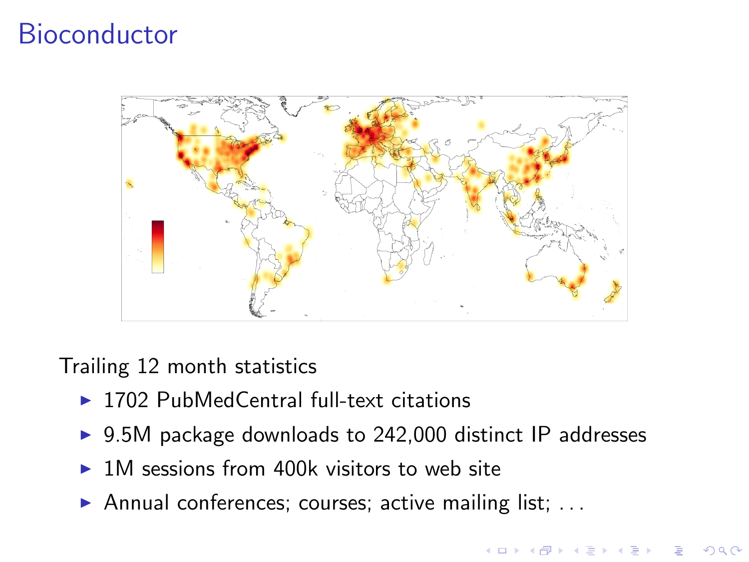# Bioconductor

Trailing 12 month statistics

- 1702 PubMedCentral full-text citations
- 9.5M package downloads to 242,000 distinct IP addresses
- 1M sessions from 400k visitors to web site
- Annual conferences; courses; active mailing list; . . .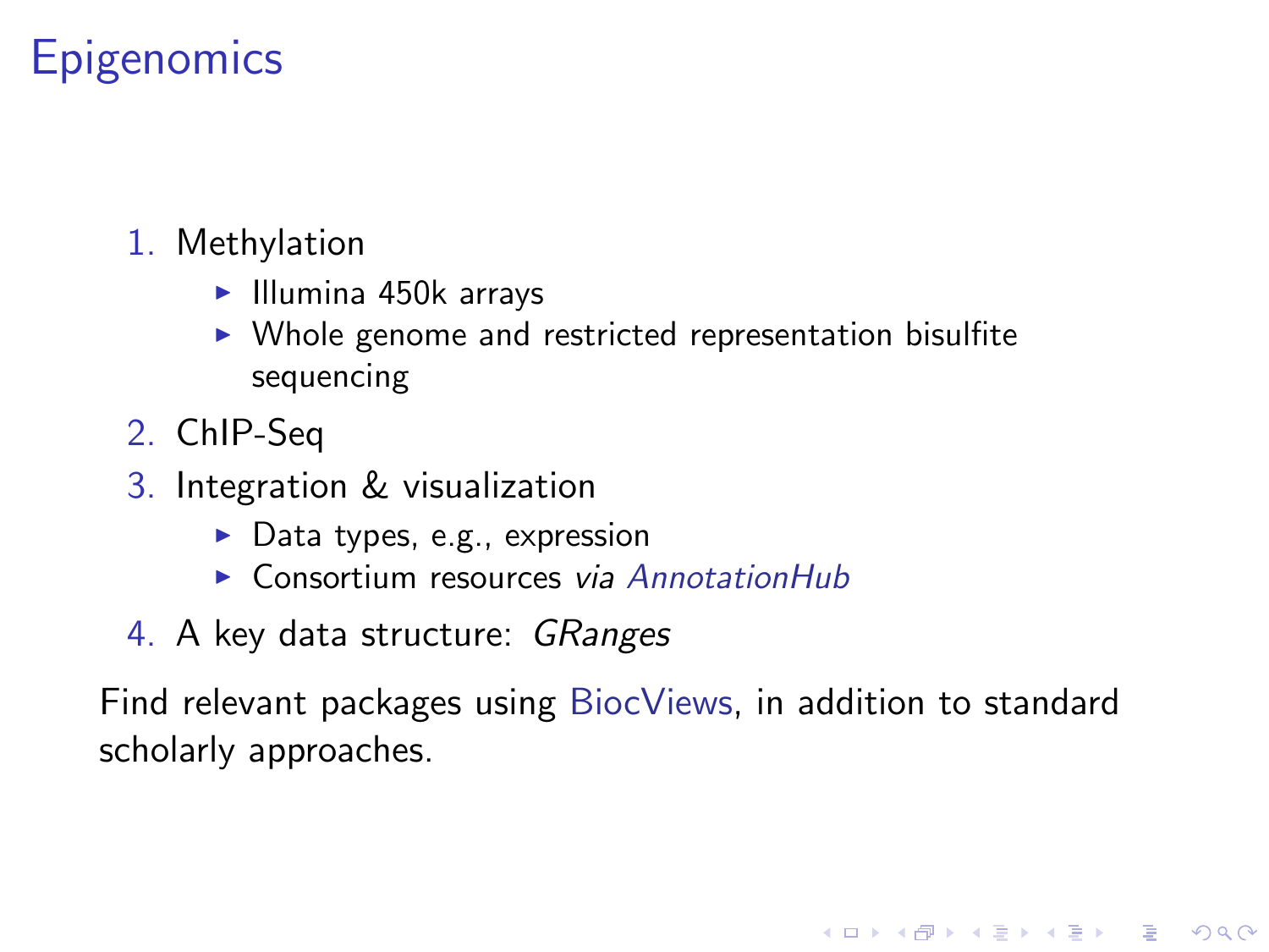# Epigenomics

1. Methylation
   - Illumina 450k arrays
   - Whole genome and restricted representation bisulfite sequencing
2. ChIP-Seq
3. Integration & visualization
   - Data types, e.g., expression
   - Consortium resources *via AnnotationHub*
4. A key data structure: *GRanges*

Find relevant packages using BiocViews, in addition to standard scholarly approaches.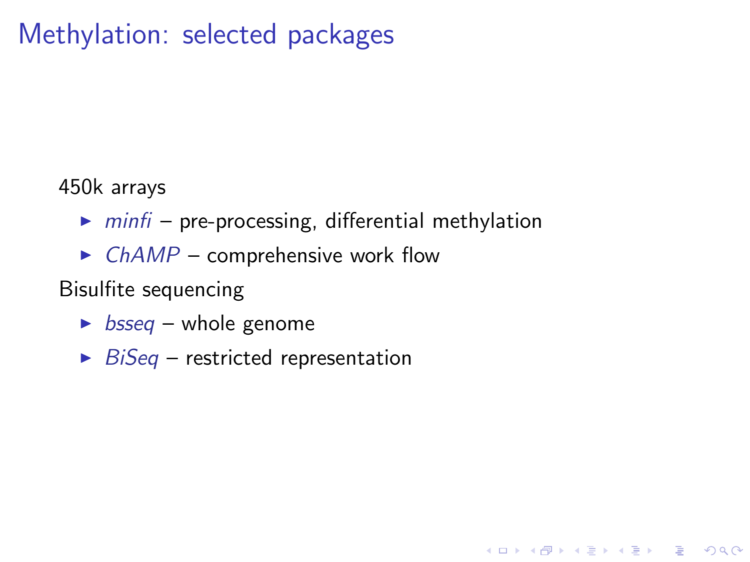# Methylation: selected packages

450k arrays

- *minfi* – pre-processing, differential methylation
- *ChAMP* – comprehensive work flow

Bisulfite sequencing

- *bsseq* – whole genome
- *BiSeq* – restricted representation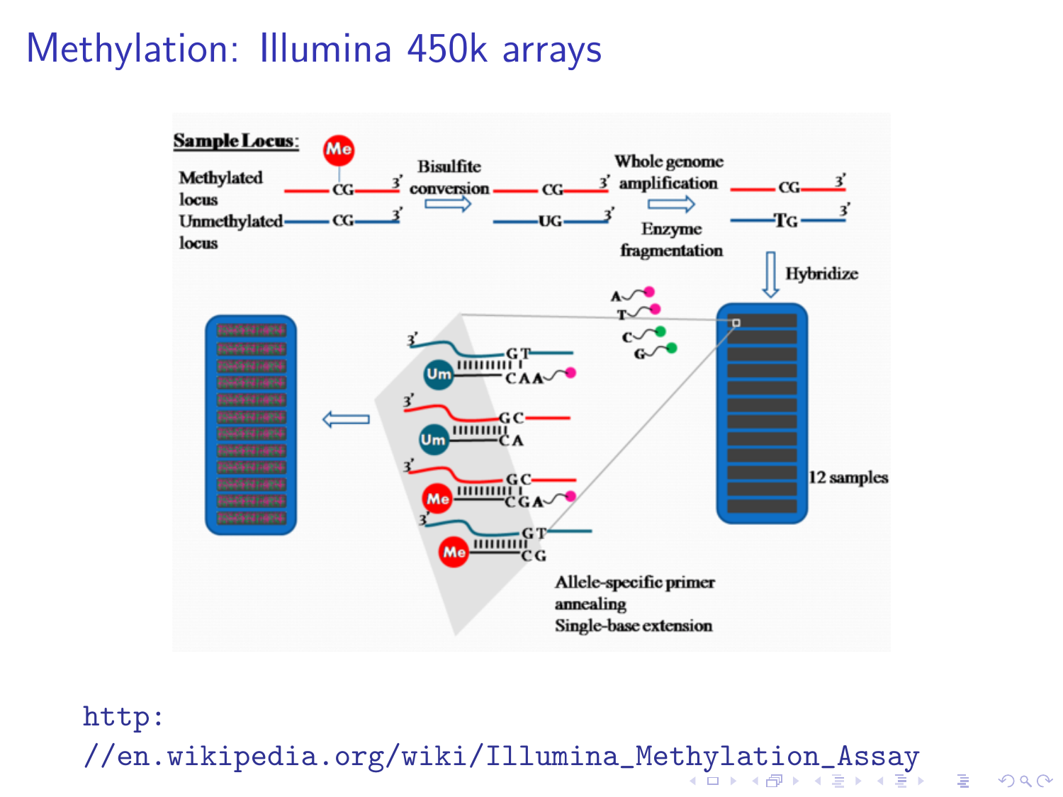# Methylation: Illumina 450k arrays

Sample Locus:

Methylated locus

Unmethylated locus

Bisulfite conversion

Whole genome amplification

Enzyme fragmentation

Hybridize

12 samples

Allele-specific primer annealing

Single-base extension

http://en.wikipedia.org/wiki/Illumina_Methylation_Assay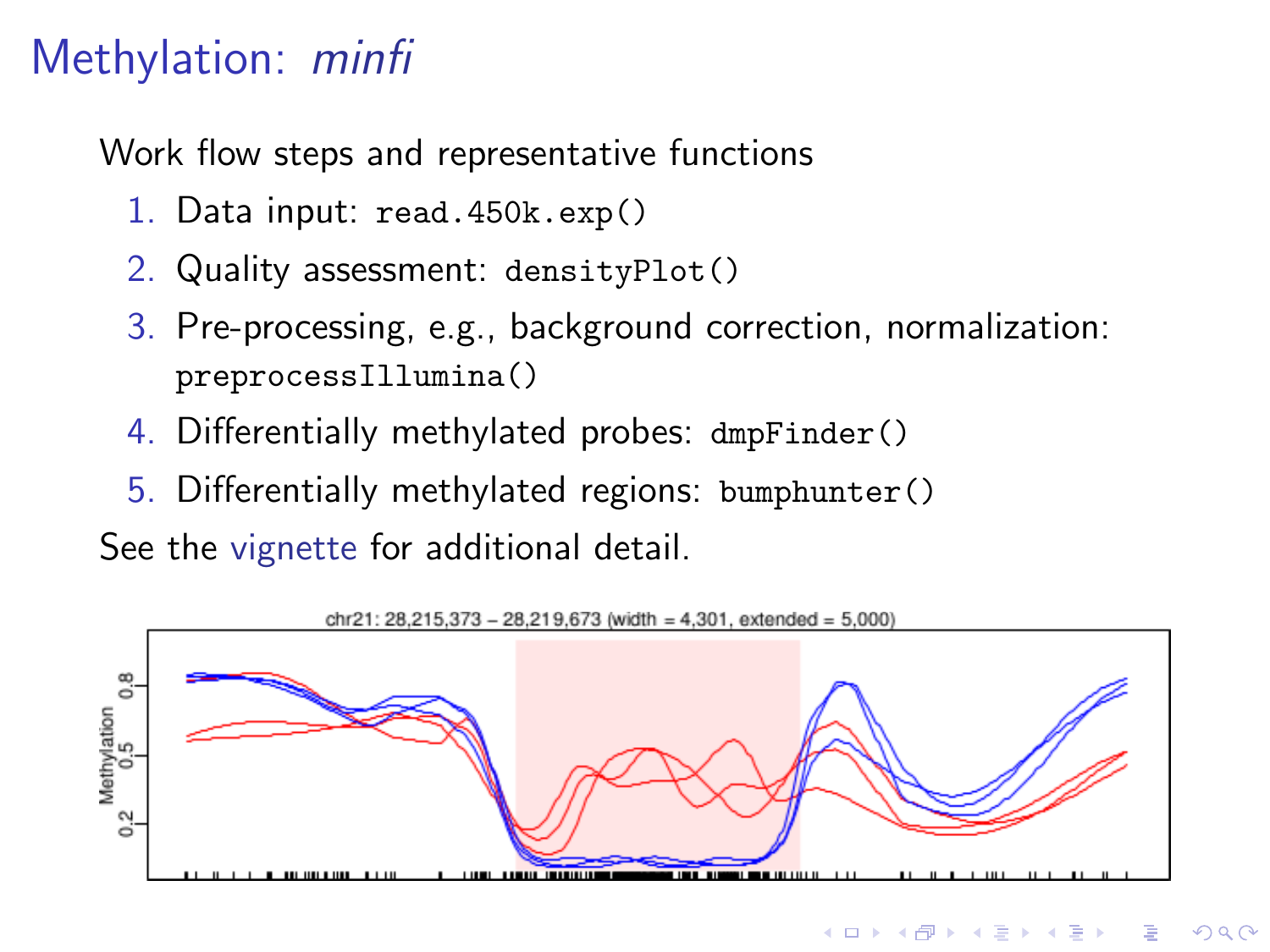# Methylation: *minfi*

Work flow steps and representative functions

1. Data input: `read.450k.exp()`
2. Quality assessment: `densityPlot()`
3. Pre-processing, e.g., background correction, normalization: `preprocessIllumina()`
4. Differentially methylated probes: `dmpFinder()`
5. Differentially methylated regions: `bumphunter()`

See the vignette for additional detail.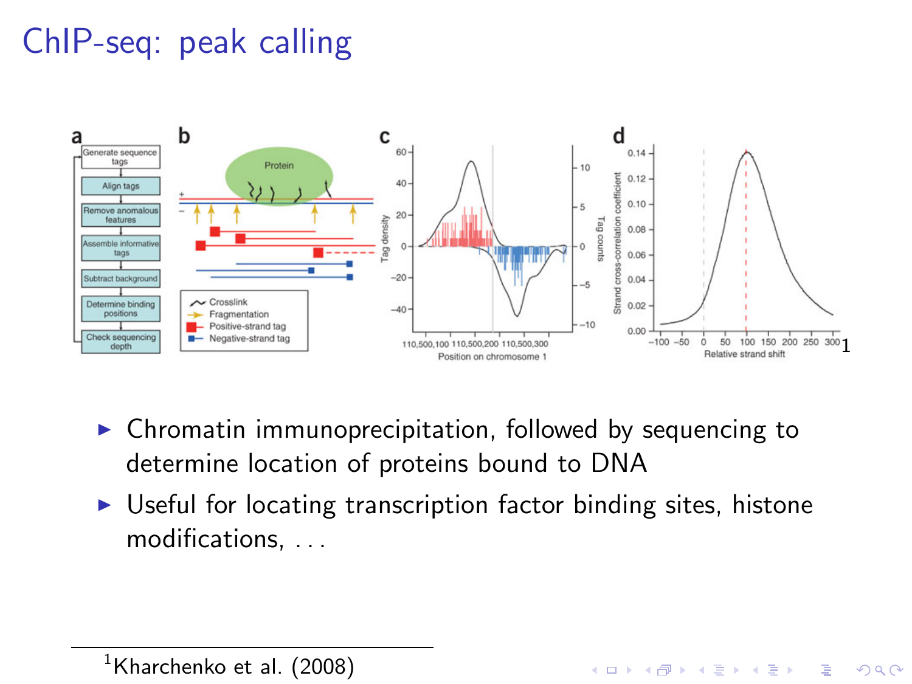# ChIP-seq: peak calling

- Chromatin immunoprecipitation, followed by sequencing to determine location of proteins bound to DNA
- Useful for locating transcription factor binding sites, histone modifications, ...

[1] Kharchenko et al. (2008)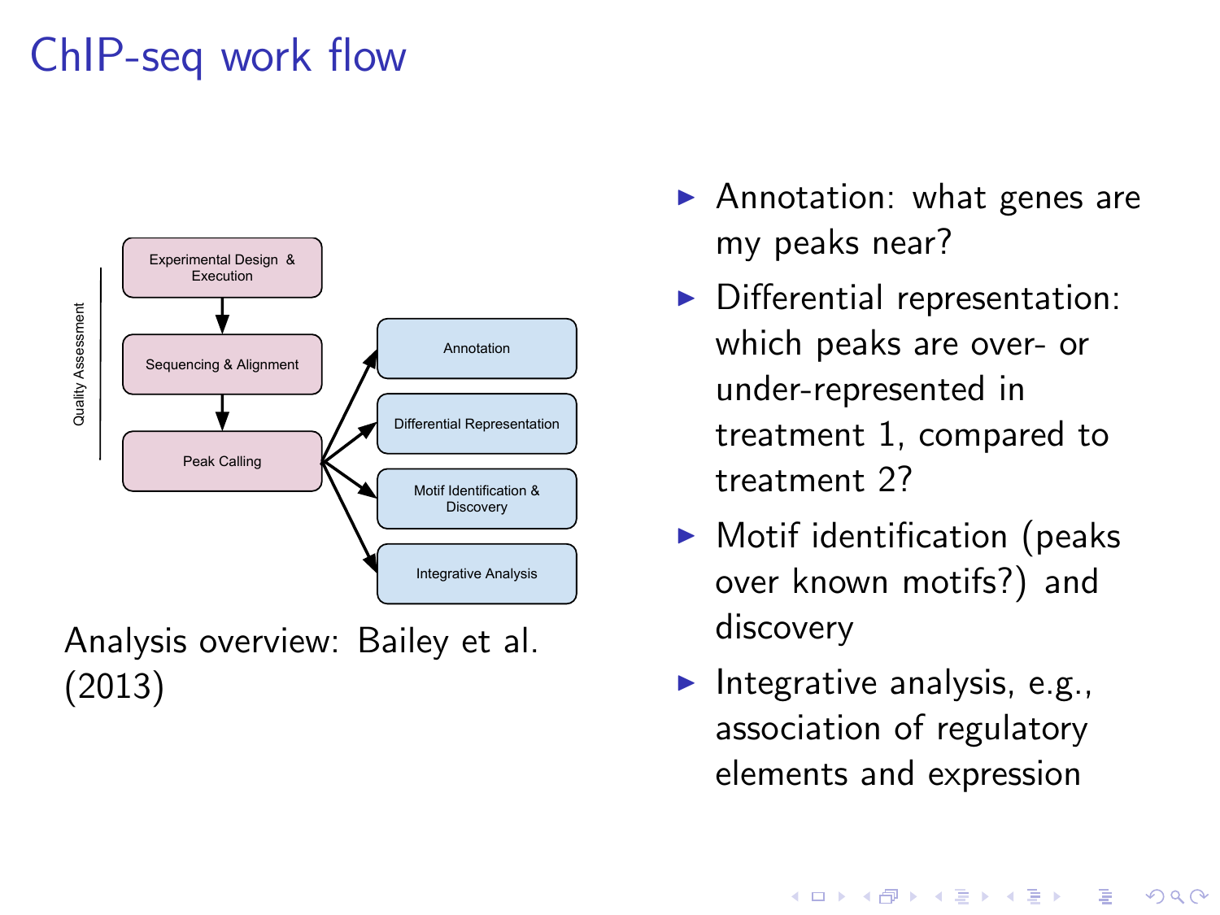# ChIP-seq work flow

Quality Assessment

Experimental Design & Execution → Sequencing & Alignment → Peak Calling

Peak Calling → Annotation; Differential Representation; Motif Identification & Discovery; Integrative Analysis

Analysis overview: Bailey et al. (2013)

- Annotation: what genes are my peaks near?
- Differential representation: which peaks are over- or under-represented in treatment 1, compared to treatment 2?
- Motif identification (peaks over known motifs?) and discovery
- Integrative analysis, e.g., association of regulatory elements and expression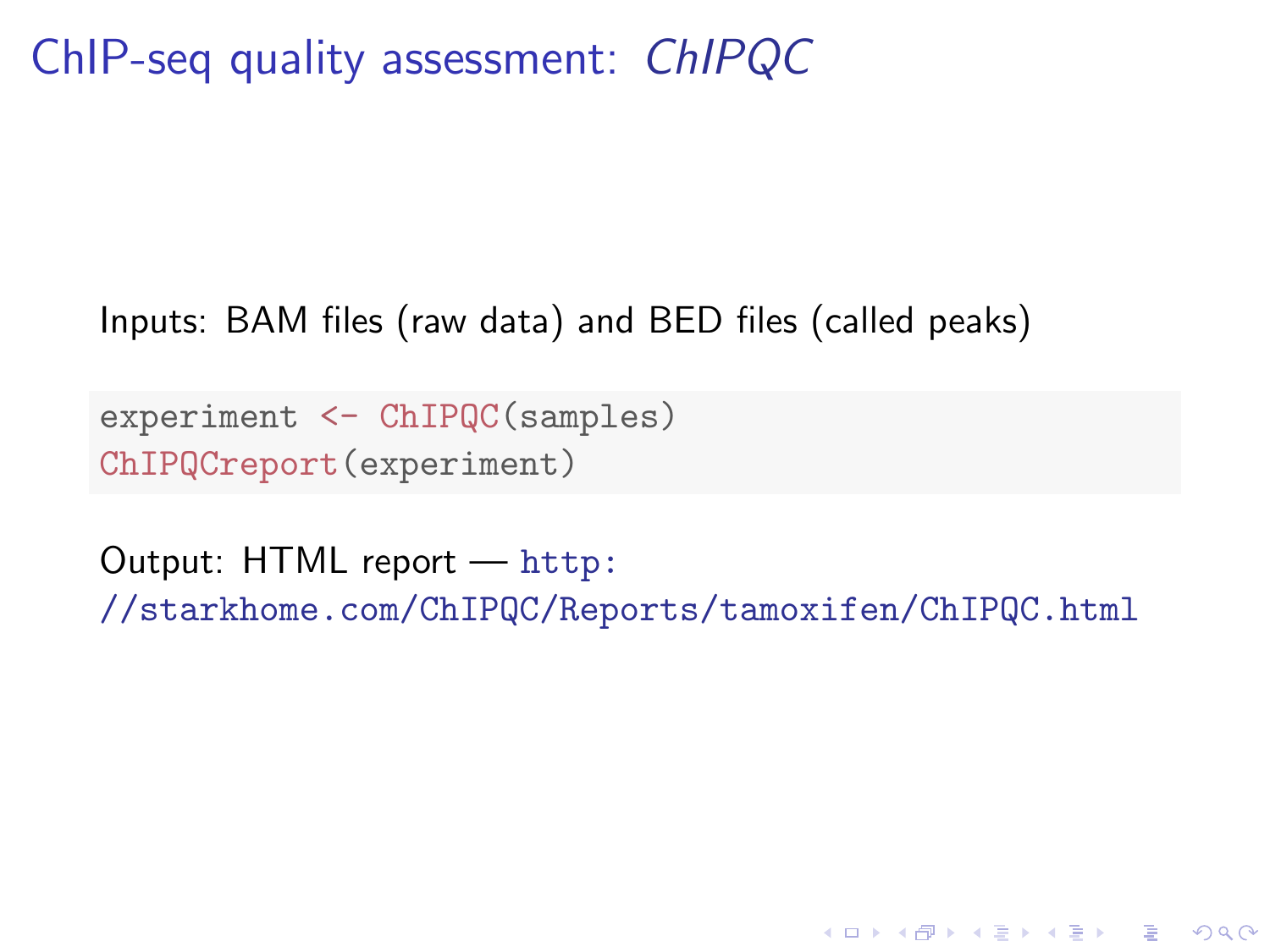# ChIP-seq quality assessment: *ChIPQC*

Inputs: BAM files (raw data) and BED files (called peaks)

```
experiment <- ChIPQC(samples)
ChIPQCreport(experiment)
```

Output: HTML report — http://starkhome.com/ChIPQC/Reports/tamoxifen/ChIPQC.html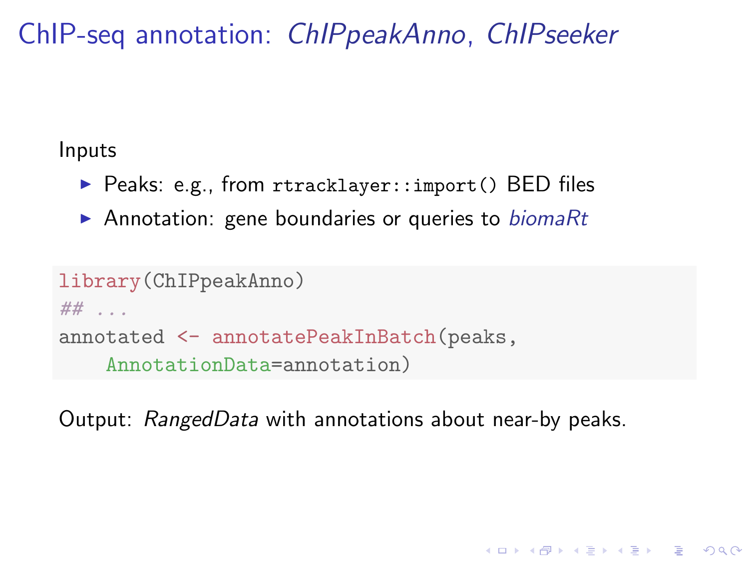# ChIP-seq annotation: *ChIPpeakAnno*, *ChIPseeker*

Inputs

- Peaks: e.g., from `rtracklayer::import()` BED files
- Annotation: gene boundaries or queries to *biomaRt*

```
library(ChIPpeakAnno)
## ...
annotated <- annotatePeakInBatch(peaks,
    AnnotationData=annotation)
```

Output: *RangedData* with annotations about near-by peaks.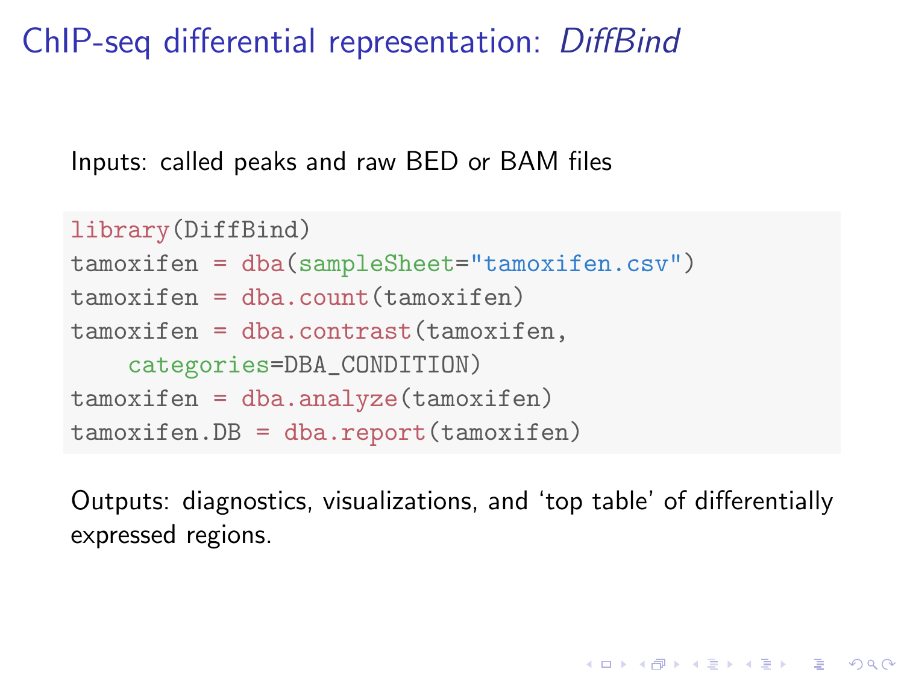# ChIP-seq differential representation: *DiffBind*

Inputs: called peaks and raw BED or BAM files

```
library(DiffBind)
tamoxifen = dba(sampleSheet="tamoxifen.csv")
tamoxifen = dba.count(tamoxifen)
tamoxifen = dba.contrast(tamoxifen,
    categories=DBA_CONDITION)
tamoxifen = dba.analyze(tamoxifen)
tamoxifen.DB = dba.report(tamoxifen)
```

Outputs: diagnostics, visualizations, and 'top table' of differentially expressed regions.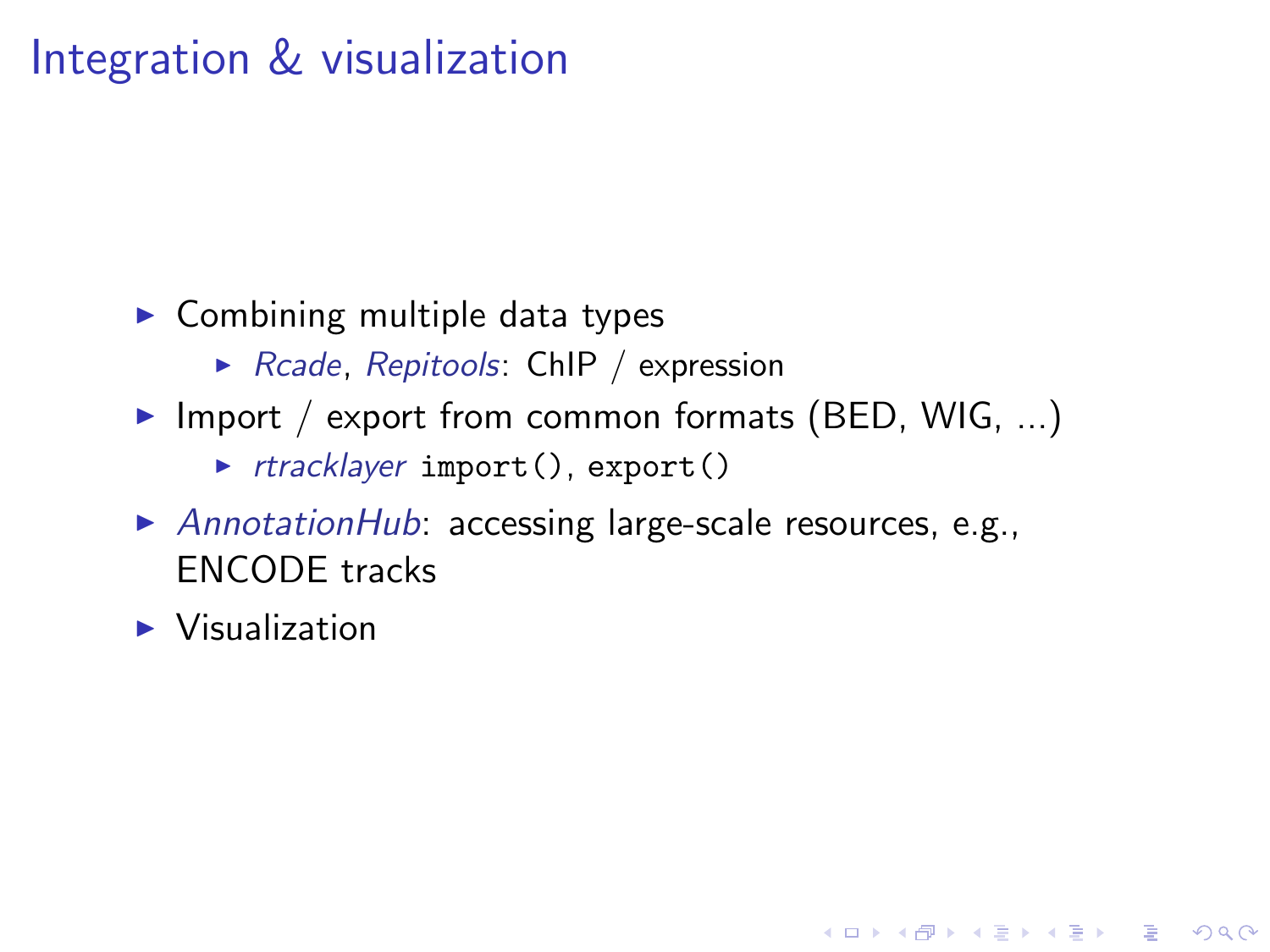# Integration & visualization

- Combining multiple data types
  - *Rcade*, *Repitools*: ChIP / expression
- Import / export from common formats (BED, WIG, ...)
  - *rtracklayer* `import()`, `export()`
- *AnnotationHub*: accessing large-scale resources, e.g., ENCODE tracks
- Visualization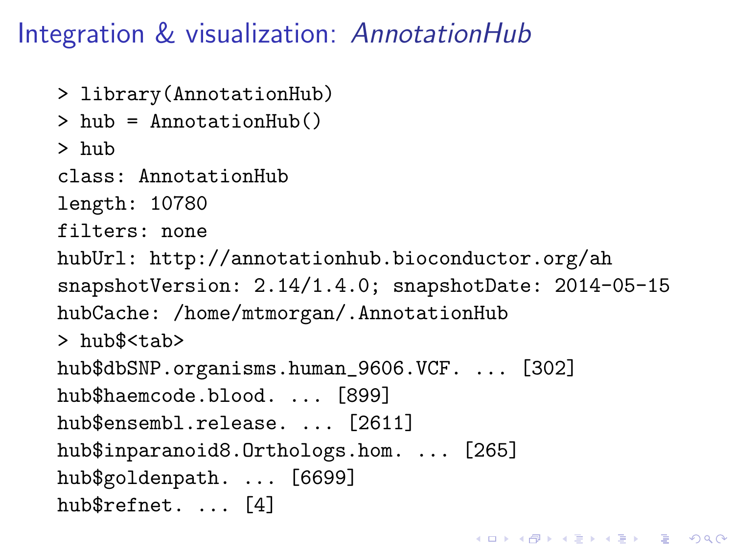# Integration & visualization: *AnnotationHub*

```
> library(AnnotationHub)
> hub = AnnotationHub()
> hub
class: AnnotationHub
length: 10780
filters: none
hubUrl: http://annotationhub.bioconductor.org/ah
snapshotVersion: 2.14/1.4.0; snapshotDate: 2014-05-15
hubCache: /home/mtmorgan/.AnnotationHub
> hub$<tab>
hub$dbSNP.organisms.human_9606.VCF. ... [302]
hub$haemcode.blood. ... [899]
hub$ensembl.release. ... [2611]
hub$inparanoid8.Orthologs.hom. ... [265]
hub$goldenpath. ... [6699]
hub$refnet. ... [4]
```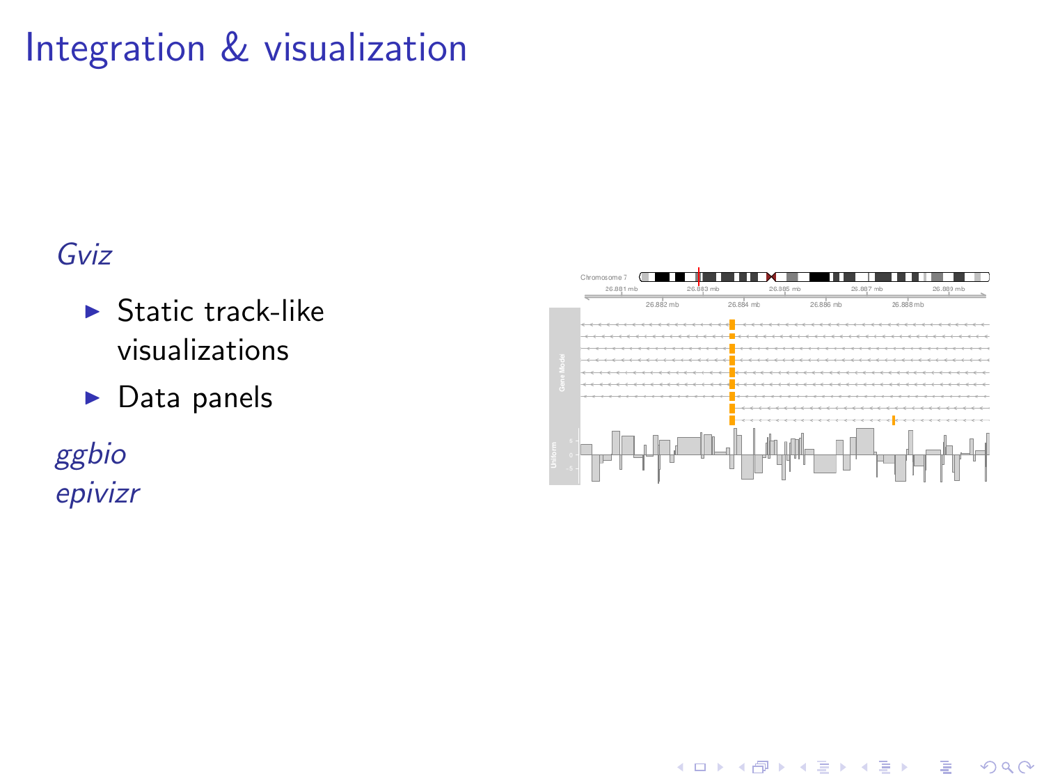# Integration & visualization

*Gviz*

- Static track-like visualizations
- Data panels

*ggbio*
*epivizr*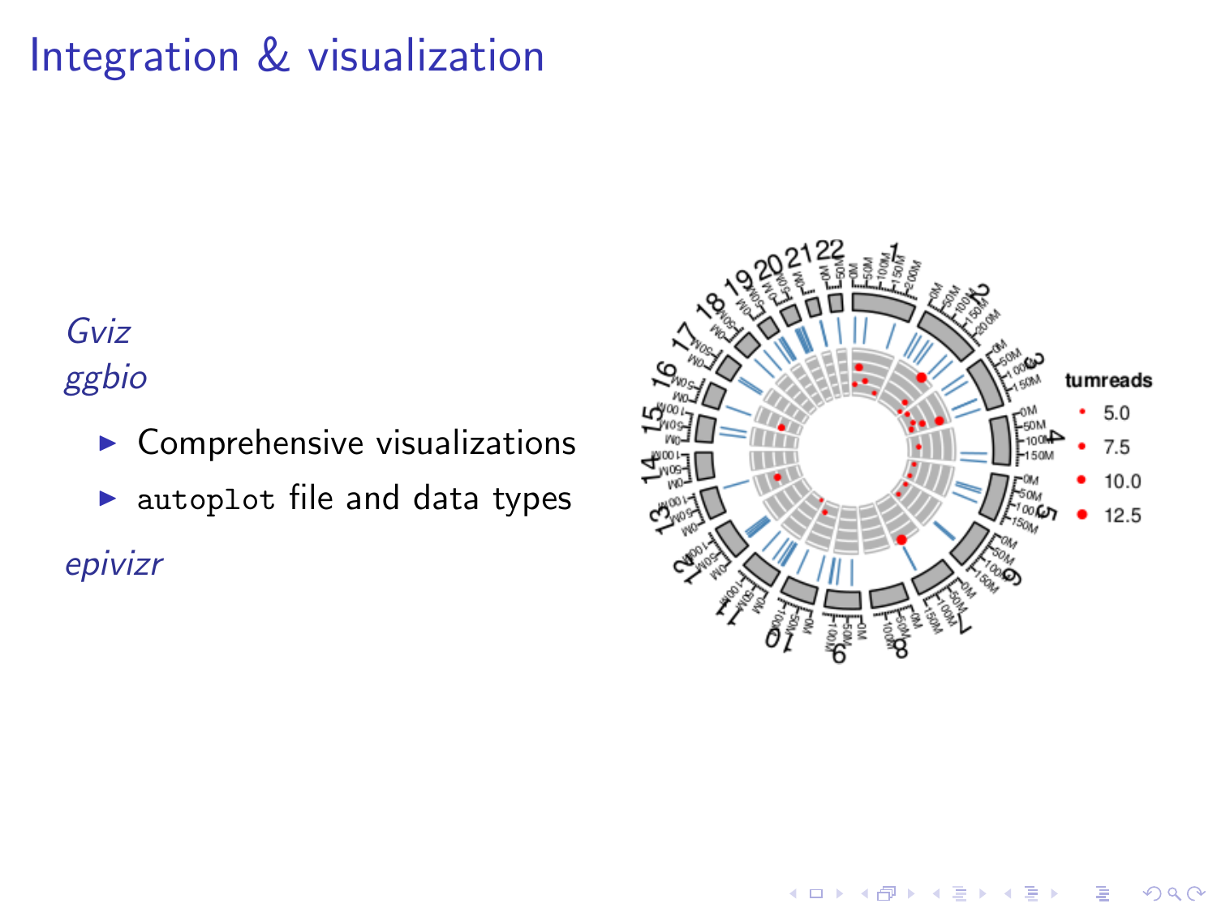# Integration & visualization

*Gviz*

*ggbio*

- Comprehensive visualizations
- `autoplot` file and data types

*epivizr*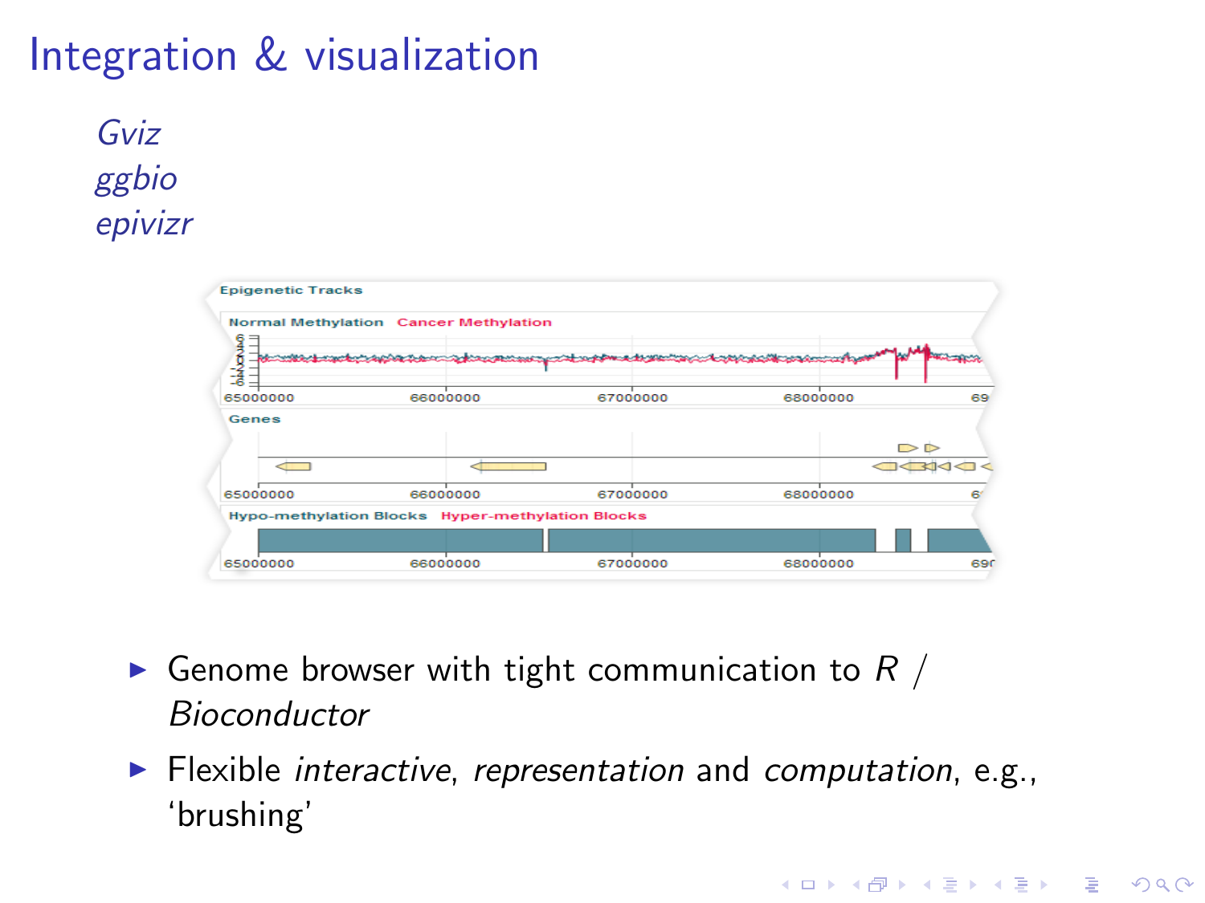# Integration & visualization

*Gviz*
*ggbio*
*epivizr*

- Genome browser with tight communication to *R* / *Bioconductor*
- Flexible *interactive*, *representation* and *computation*, e.g., 'brushing'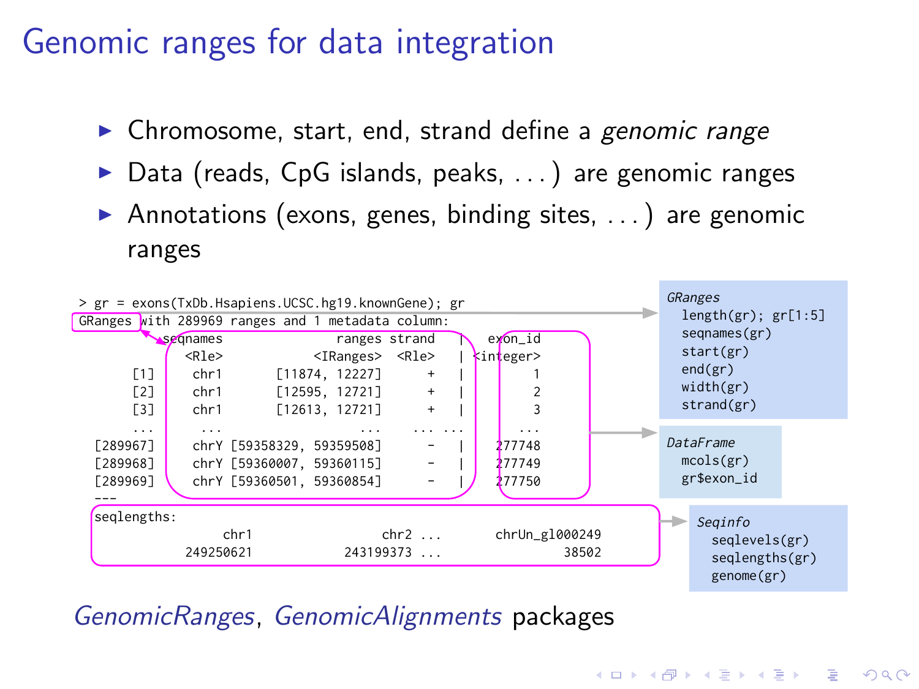# Genomic ranges for data integration

- Chromosome, start, end, strand define a *genomic range*
- Data (reads, CpG islands, peaks, . . . ) are genomic ranges
- Annotations (exons, genes, binding sites, . . . ) are genomic ranges

```
> gr = exons(TxDb.Hsapiens.UCSC.hg19.knownGene); gr
GRanges with 289969 ranges and 1 metadata column:
           seqnames                 ranges strand   |   exon_id
              <Rle>              <IRanges>  <Rle>   | <integer>
       [1]     chr1         [11874, 12227]      +   |         1
       [2]     chr1         [12595, 12721]      +   |         2
       [3]     chr1         [12613, 12721]      +   |         3
       ...      ...                    ...    ... ...       ...
  [289967]     chrY [59358329, 59359508]      -   |    277748
  [289968]     chrY [59360007, 59360115]      -   |    277749
  [289969]     chrY [59360501, 59360854]      -   |    277750
  ---
  seqlengths:
                    chr1                    chr2 ...          chrUn_gl000249
               249250621               243199373 ...                   38502
```

*GRanges*
```
length(gr); gr[1:5]
seqnames(gr)
start(gr)
end(gr)
width(gr)
strand(gr)
```

*DataFrame*
```
mcols(gr)
gr$exon_id
```

*Seqinfo*
```
seqlevels(gr)
seqlengths(gr)
genome(gr)
```

*GenomicRanges*, *GenomicAlignments* packages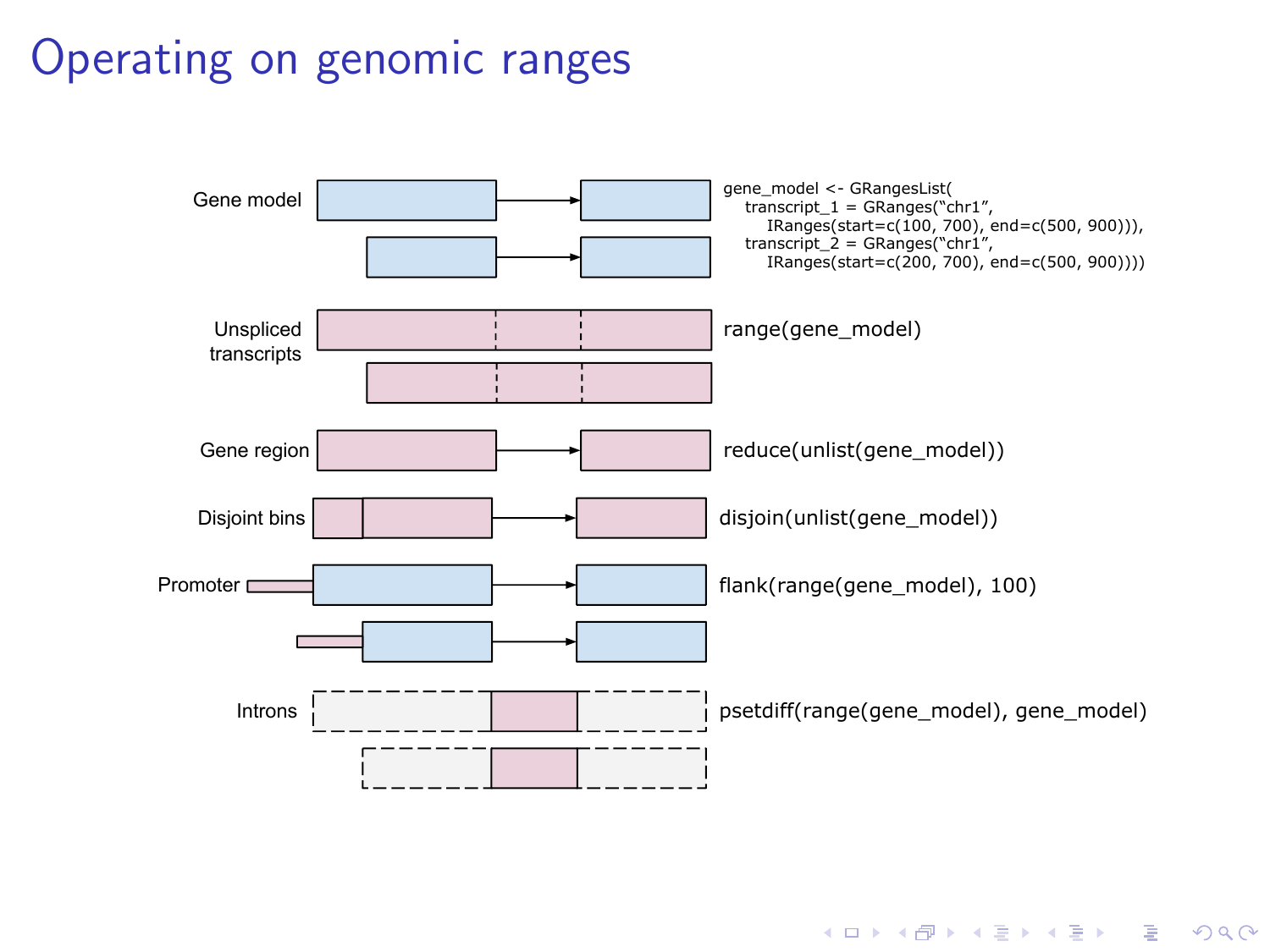# Operating on genomic ranges

Gene model

```
gene_model <- GRangesList(
    transcript_1 = GRanges("chr1",
        IRanges(start=c(100, 700), end=c(500, 900))),
    transcript_2 = GRanges("chr1",
        IRanges(start=c(200, 700), end=c(500, 900))))
```

Unspliced transcripts

```
range(gene_model)
```

Gene region

```
reduce(unlist(gene_model))
```

Disjoint bins

```
disjoin(unlist(gene_model))
```

Promoter

```
flank(range(gene_model), 100)
```

Introns

```
psetdiff(range(gene_model), gene_model)
```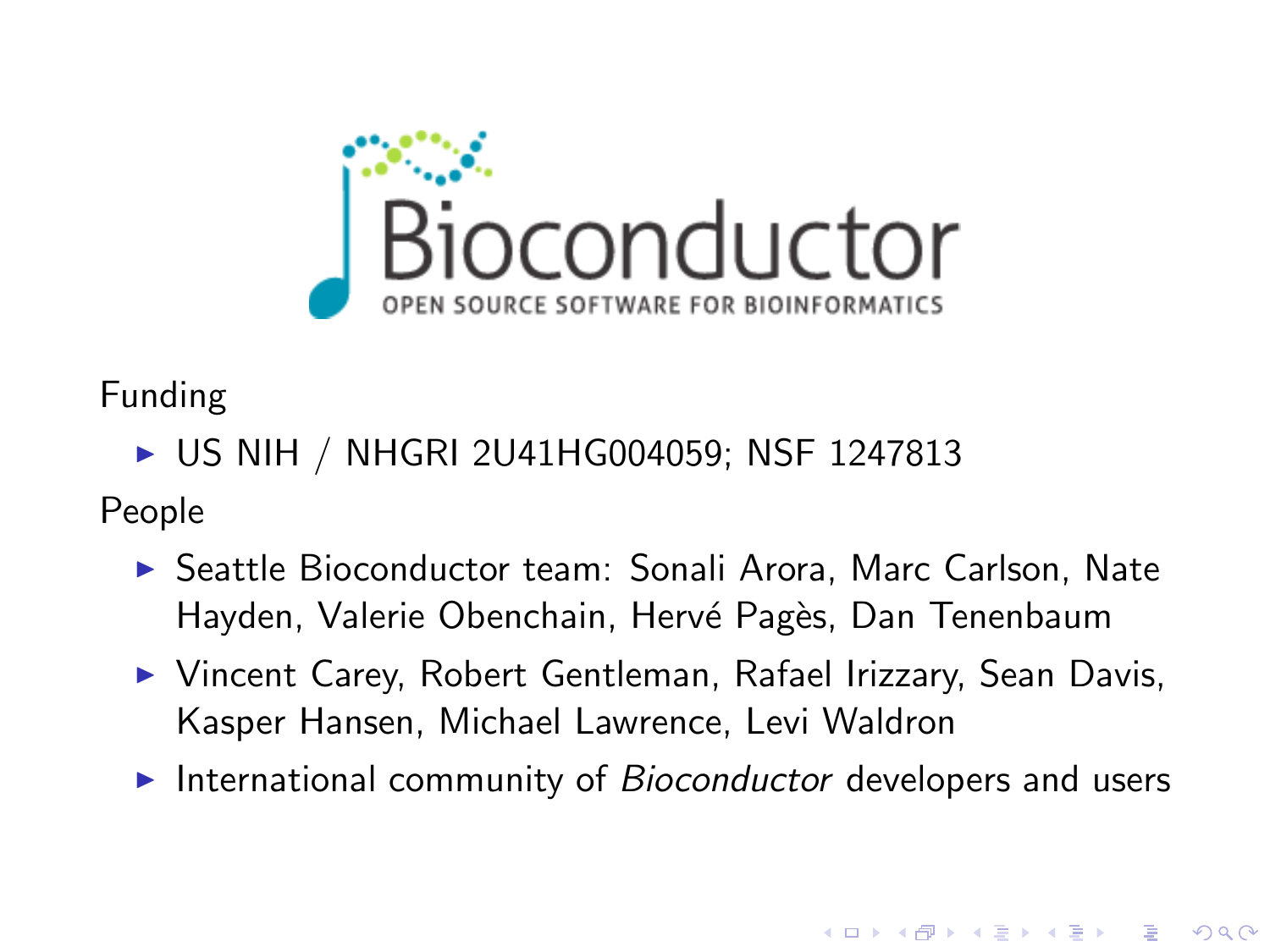Bioconductor

OPEN SOURCE SOFTWARE FOR BIOINFORMATICS

Funding

- US NIH / NHGRI 2U41HG004059; NSF 1247813

People

- Seattle Bioconductor team: Sonali Arora, Marc Carlson, Nate Hayden, Valerie Obenchain, Hervé Pagès, Dan Tenenbaum
- Vincent Carey, Robert Gentleman, Rafael Irizzary, Sean Davis, Kasper Hansen, Michael Lawrence, Levi Waldron
- International community of *Bioconductor* developers and users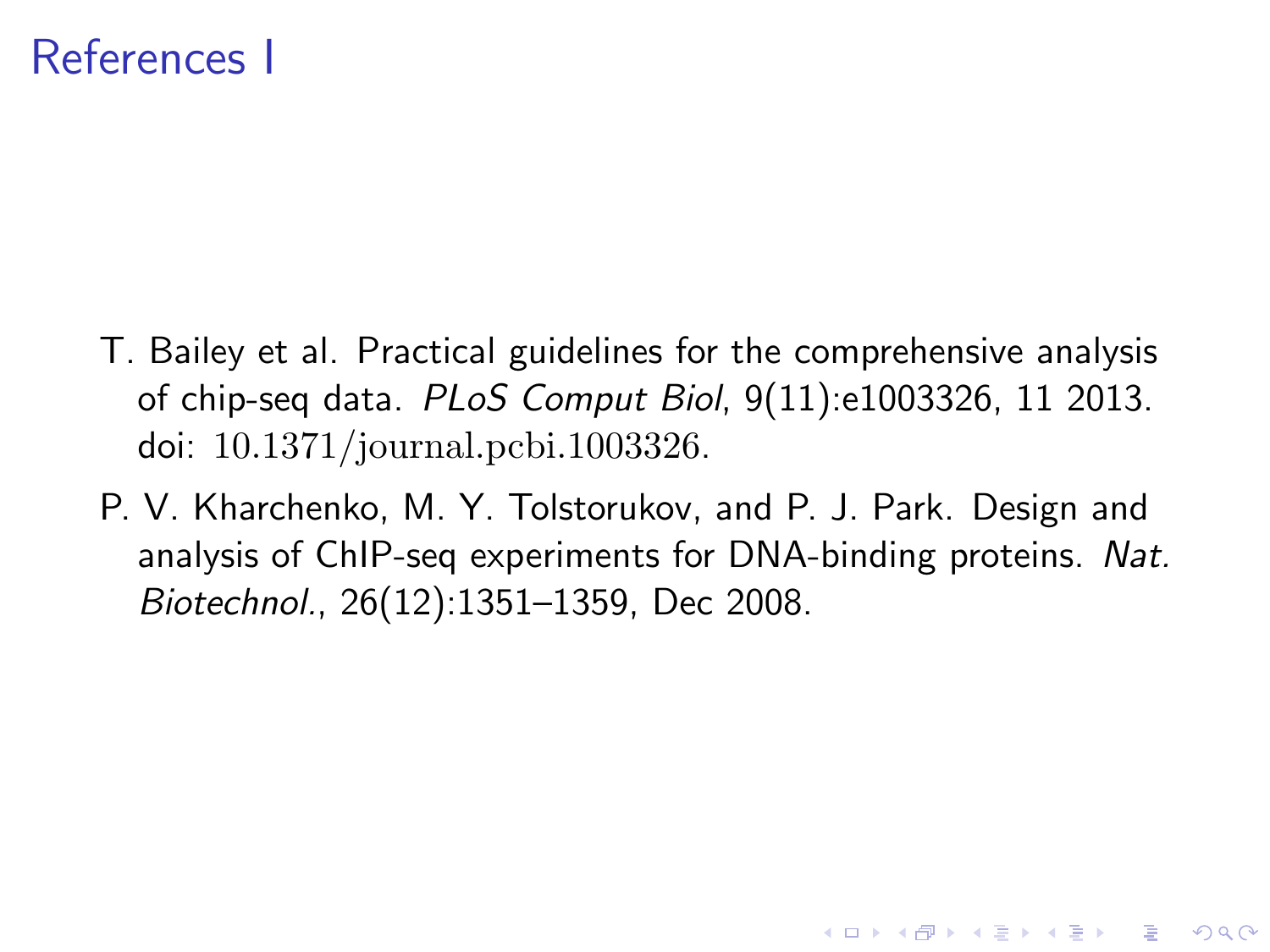# References I

T. Bailey et al. Practical guidelines for the comprehensive analysis of chip-seq data. *PLoS Comput Biol*, 9(11):e1003326, 11 2013. doi: 10.1371/journal.pcbi.1003326.

P. V. Kharchenko, M. Y. Tolstorukov, and P. J. Park. Design and analysis of ChIP-seq experiments for DNA-binding proteins. *Nat. Biotechnol.*, 26(12):1351–1359, Dec 2008.